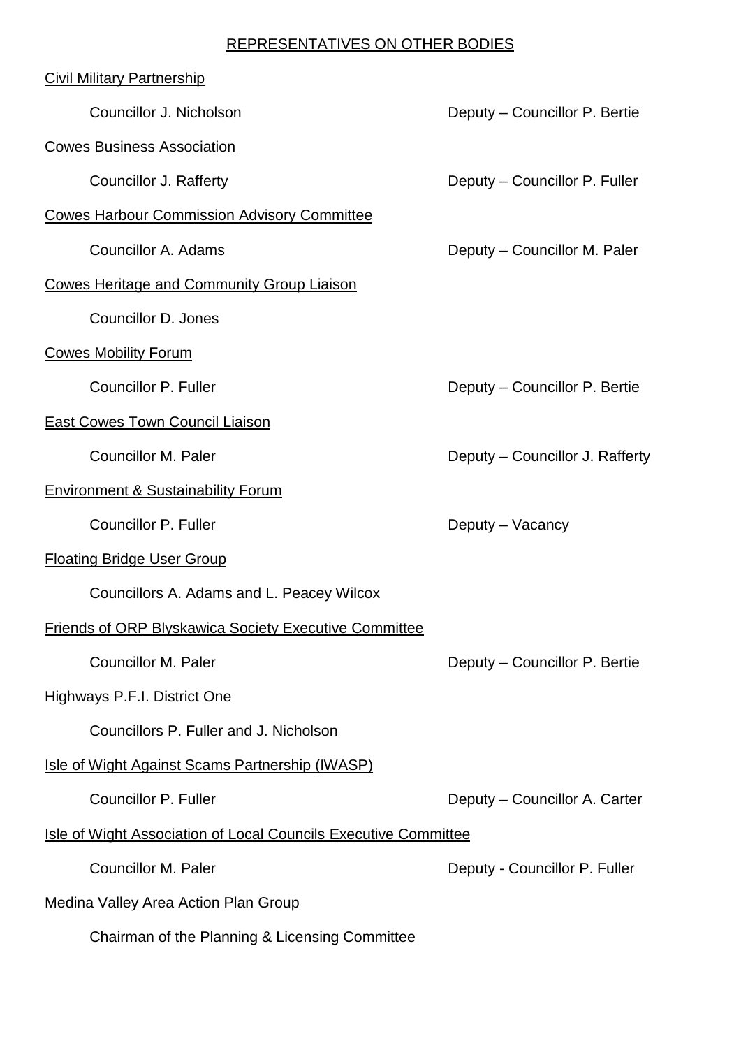# REPRESENTATIVES ON OTHER BODIES

## Civil Military Partnership

Councillor J. Nicholson — Deputy – Councillor P. Bertie

## Cowes Business Association

Councillor J. Rafferty — Deputy – Councillor P. Fuller

## Cowes Harbour Commission Advisory Committee

Councillor A. Adams — Deputy – Councillor M. Paler

## Cowes Heritage and Community Group Liaison

Councillor D. Jones

## Cowes Mobility Forum

Councillor P. Fuller — Deputy – Councillor P. Bertie

## East Cowes Town Council Liaison

Councillor M. Paler — Deputy – Councillor J. Rafferty

## Environment & Sustainability Forum

Councillor P. Fuller — Deputy – Vacancy

## Floating Bridge User Group

Councillors A. Adams and L. Peacey Wilcox

## Friends of ORP Blyskawica Society Executive Committee

Councillor M. Paler — Deputy – Councillor P. Bertie

## Highways P.F.I. District One

Councillors P. Fuller and J. Nicholson

## Isle of Wight Against Scams Partnership (IWASP)

Councillor P. Fuller — Deputy – Councillor A. Carter

## Isle of Wight Association of Local Councils Executive Committee

Councillor M. Paler — Deputy - Councillor P. Fuller

## Medina Valley Area Action Plan Group

Chairman of the Planning & Licensing Committee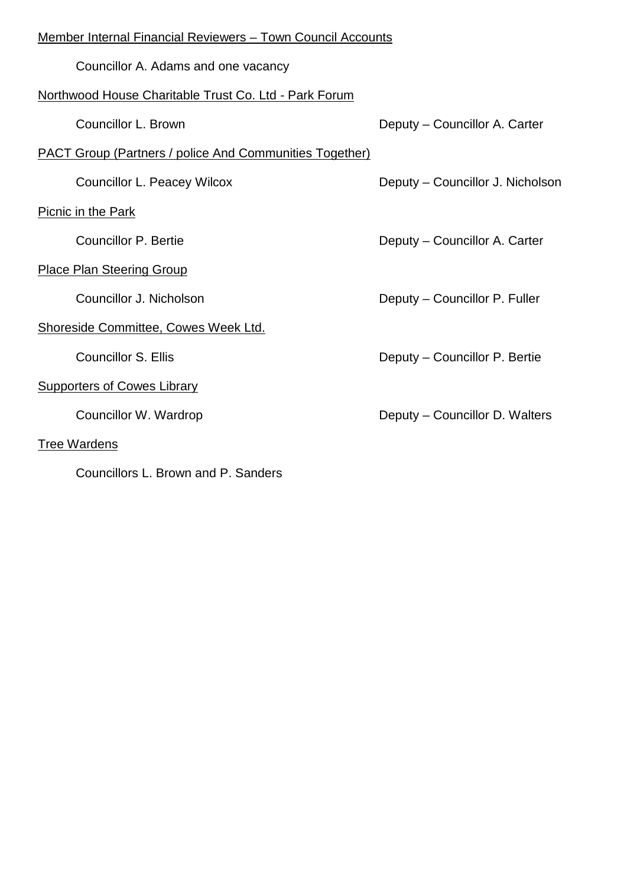<u>Member Internal Financial Reviewers – Town Council Accounts</u>

Councillor A. Adams and one vacancy

<u>Northwood House Charitable Trust Co. Ltd - Park Forum</u>

Councillor L. Brown — Deputy – Councillor A. Carter

<u>PACT Group (Partners / police And Communities Together)</u>

Councillor L. Peacey Wilcox — Deputy – Councillor J. Nicholson

<u>Picnic in the Park</u>

Councillor P. Bertie — Deputy – Councillor A. Carter

<u>Place Plan Steering Group</u>

Councillor J. Nicholson — Deputy – Councillor P. Fuller

<u>Shoreside Committee, Cowes Week Ltd.</u>

Councillor S. Ellis — Deputy – Councillor P. Bertie

<u>Supporters of Cowes Library</u>

Councillor W. Wardrop — Deputy – Councillor D. Walters

<u>Tree Wardens</u>

Councillors L. Brown and P. Sanders